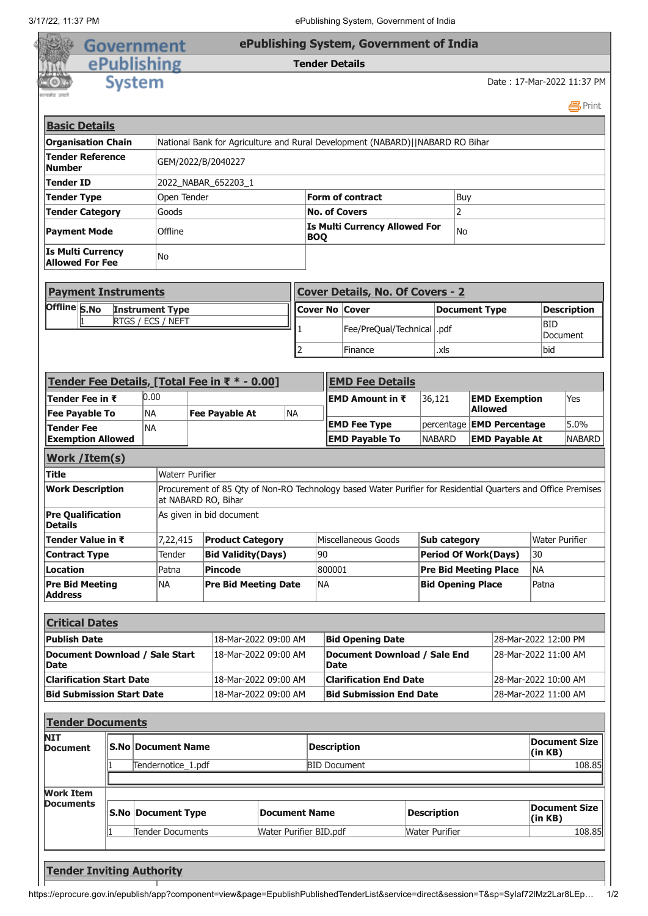# ePublishing System, Government of India

**Tender Details**

Date : 17-Mar-2022 11:37 PM

## Basic Details

| | | | |
|---|---|---|---|
| **Organisation Chain** | National Bank for Agriculture and Rural Development (NABARD)\|\|NABARD RO Bihar | | |
| **Tender Reference Number** | GEM/2022/B/2040227 | | |
| **Tender ID** | 2022_NABAR_652203_1 | | |
| **Tender Type** | Open Tender | **Form of contract** | Buy |
| **Tender Category** | Goods | **No. of Covers** | 2 |
| **Payment Mode** | Offline | **Is Multi Currency Allowed For BOQ** | No |
| **Is Multi Currency Allowed For Fee** | No | | |

## Payment Instruments

**Offline**

| S.No | Instrument Type |
|---|---|
| 1 | RTGS / ECS / NEFT |

## Cover Details, No. Of Covers - 2

| Cover No | Cover | Document Type | Description |
|---|---|---|---|
| 1 | Fee/PreQual/Technical | .pdf | BID Document |
| 2 | Finance | .xls | bid |

## Tender Fee Details, [Total Fee in ₹ * - 0.00]

| | | | |
|---|---|---|---|
| **Tender Fee in ₹** | 0.00 | | |
| **Fee Payable To** | NA | **Fee Payable At** | NA |
| **Tender Fee Exemption Allowed** | NA | | |

## EMD Fee Details

| | | | |
|---|---|---|---|
| **EMD Amount in ₹** | 36,121 | **EMD Exemption Allowed** | Yes |
| **EMD Fee Type** | percentage | **EMD Percentage** | 5.0% |
| **EMD Payable To** | NABARD | **EMD Payable At** | NABARD |

## Work /Item(s)

| | | | | | |
|---|---|---|---|---|---|
| **Title** | Waterr Purifier | | | | |
| **Work Description** | Procurement of 85 Qty of Non-RO Technology based Water Purifier for Residential Quarters and Office Premises at NABARD RO, Bihar | | | | |
| **Pre Qualification Details** | As given in bid document | | | | |
| **Tender Value in ₹** | 7,22,415 | **Product Category** | Miscellaneous Goods | **Sub category** | Water Purifier |
| **Contract Type** | Tender | **Bid Validity(Days)** | 90 | **Period Of Work(Days)** | 30 |
| **Location** | Patna | **Pincode** | 800001 | **Pre Bid Meeting Place** | NA |
| **Pre Bid Meeting Address** | NA | **Pre Bid Meeting Date** | NA | **Bid Opening Place** | Patna |

## Critical Dates

| | | | |
|---|---|---|---|
| **Publish Date** | 18-Mar-2022 09:00 AM | **Bid Opening Date** | 28-Mar-2022 12:00 PM |
| **Document Download / Sale Start Date** | 18-Mar-2022 09:00 AM | **Document Download / Sale End Date** | 28-Mar-2022 11:00 AM |
| **Clarification Start Date** | 18-Mar-2022 09:00 AM | **Clarification End Date** | 28-Mar-2022 10:00 AM |
| **Bid Submission Start Date** | 18-Mar-2022 09:00 AM | **Bid Submission End Date** | 28-Mar-2022 11:00 AM |

## Tender Documents

**NIT Document**

| S.No | Document Name | Description | Document Size (in KB) |
|---|---|---|---|
| 1 | Tendernotice_1.pdf | BID Document | 108.85 |

**Work Item Documents**

| S.No | Document Type | Document Name | Description | Document Size (in KB) |
|---|---|---|---|---|
| 1 | Tender Documents | Water Purifier BID.pdf | Water Purifier | 108.85 |

## Tender Inviting Authority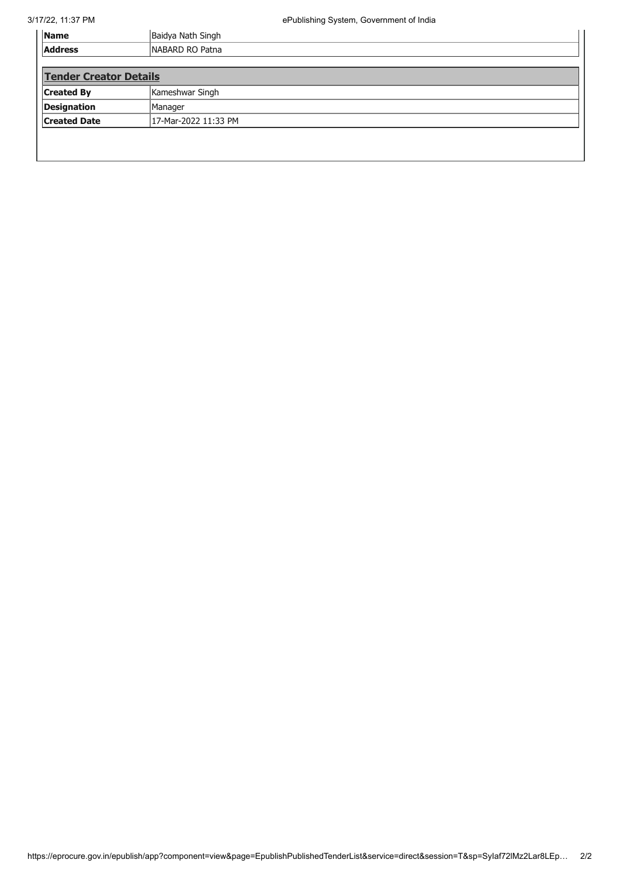| | |
|---|---|
| **Name** | Baidya Nath Singh |
| **Address** | NABARD RO Patna |

## Tender Creator Details

| | |
|---|---|
| **Created By** | Kameshwar Singh |
| **Designation** | Manager |
| **Created Date** | 17-Mar-2022 11:33 PM |